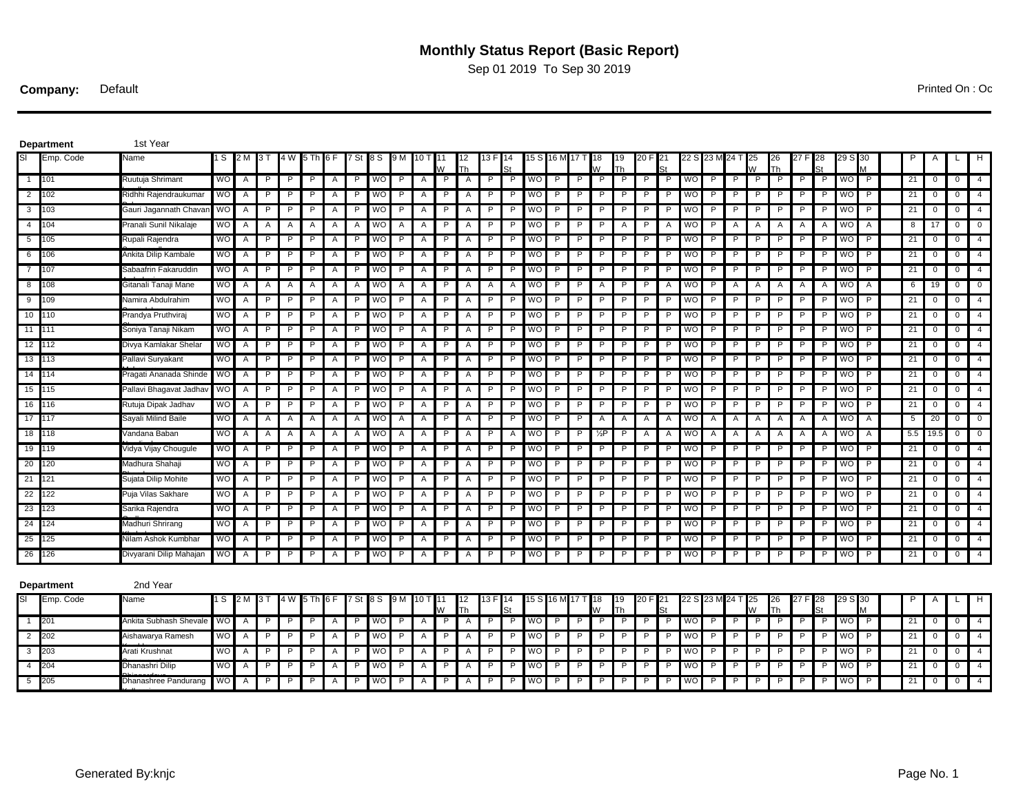# Monthly Status Report (Basic Report)

Sep 01 2019 To Sep 30 2019

**Company:** Default

Printed On : Oc

**Department** 1st Year

| Sl | Emp. Code | Name | 1 S | 2 M | 3 T | 4 W | 5 Th | 6 F | 7 St | 8 S | 9 M | 10 T | 11 W | 12 Th | 13 F | 14 St | 15 S | 16 M | 17 T | 18 W | 19 Th | 20 F | 21 St | 22 S | 23 M | 24 T | 25 W | 26 Th | 27 F | 28 St | 29 S | 30 M | | P | A | L | H |
|---|---|---|---|---|---|---|---|---|---|---|---|---|---|---|---|---|---|---|---|---|---|---|---|---|---|---|---|---|---|---|---|---|---|---|---|---|---|
| 1 | 101 | Ruutuja Shrimant | WO | A | P | P | P | A | P | WO | P | A | P | A | P | P | WO | P | P | P | P | P | P | WO | P | P | P | P | P | P | WO | P | | 21 | 0 | 0 | 4 |
| 2 | 102 | Ridhhi Rajendraukumar | WO | A | P | P | P | A | P | WO | P | A | P | A | P | P | WO | P | P | P | P | P | P | WO | P | P | P | P | P | P | WO | P | | 21 | 0 | 0 | 4 |
| 3 | 103 | Gauri Jagannath Chavan | WO | A | P | P | P | A | P | WO | P | A | P | A | P | P | WO | P | P | P | P | P | P | WO | P | P | P | P | P | P | WO | P | | 21 | 0 | 0 | 4 |
| 4 | 104 | Pranali Sunil Nikalaje | WO | A | A | A | A | A | A | WO | A | A | P | A | P | P | WO | P | P | P | A | P | A | WO | P | A | A | A | A | A | WO | A | | 8 | 17 | 0 | 0 |
| 5 | 105 | Rupali Rajendra | WO | A | P | P | P | A | P | WO | P | A | P | A | P | P | WO | P | P | P | P | P | P | WO | P | P | P | P | P | P | WO | P | | 21 | 0 | 0 | 4 |
| 6 | 106 | Ankita Dilip Kambale | WO | A | P | P | P | A | P | WO | P | A | P | A | P | P | WO | P | P | P | P | P | P | WO | P | P | P | P | P | P | WO | P | | 21 | 0 | 0 | 4 |
| 7 | 107 | Sabaafrin Fakaruddin | WO | A | P | P | P | A | P | WO | P | A | P | A | P | P | WO | P | P | P | P | P | P | WO | P | P | P | P | P | P | WO | P | | 21 | 0 | 0 | 4 |
| 8 | 108 | Gitanali Tanaji Mane | WO | A | A | A | A | A | A | WO | A | A | P | A | A | A | WO | P | P | A | P | P | A | WO | P | A | A | A | A | A | WO | A | | 6 | 19 | 0 | 0 |
| 9 | 109 | Namira Abdulrahim | WO | A | P | P | P | A | P | WO | P | A | P | A | P | P | WO | P | P | P | P | P | P | WO | P | P | P | P | P | P | WO | P | | 21 | 0 | 0 | 4 |
| 10 | 110 | Prandya Pruthviraj | WO | A | P | P | P | A | P | WO | P | A | P | A | P | P | WO | P | P | P | P | P | P | WO | P | P | P | P | P | P | WO | P | | 21 | 0 | 0 | 4 |
| 11 | 111 | Soniya Tanaji Nikam | WO | A | P | P | P | A | P | WO | P | A | P | A | P | P | WO | P | P | P | P | P | P | WO | P | P | P | P | P | P | WO | P | | 21 | 0 | 0 | 4 |
| 12 | 112 | Divya Kamlakar Shelar | WO | A | P | P | P | A | P | WO | P | A | P | A | P | P | WO | P | P | P | P | P | P | WO | P | P | P | P | P | P | WO | P | | 21 | 0 | 0 | 4 |
| 13 | 113 | Pallavi Suryakant | WO | A | P | P | P | A | P | WO | P | A | P | A | P | P | WO | P | P | P | P | P | P | WO | P | P | P | P | P | P | WO | P | | 21 | 0 | 0 | 4 |
| 14 | 114 | Pragati Ananada Shinde | WO | A | P | P | P | A | P | WO | P | A | P | A | P | P | WO | P | P | P | P | P | P | WO | P | P | P | P | P | P | WO | P | | 21 | 0 | 0 | 4 |
| 15 | 115 | Pallavi Bhagavat Jadhav | WO | A | P | P | P | A | P | WO | P | A | P | A | P | P | WO | P | P | P | P | P | P | WO | P | P | P | P | P | P | WO | P | | 21 | 0 | 0 | 4 |
| 16 | 116 | Rutuja Dipak Jadhav | WO | A | P | P | P | A | P | WO | P | A | P | A | P | P | WO | P | P | P | P | P | P | WO | P | P | P | P | P | P | WO | P | | 21 | 0 | 0 | 4 |
| 17 | 117 | Sayali Milind Baile | WO | A | A | A | A | A | A | WO | A | A | P | A | P | P | WO | P | P | A | A | A | A | WO | A | A | A | A | A | A | WO | A | | 5 | 20 | 0 | 0 |
| 18 | 118 | Vandana Baban | WO | A | A | A | A | A | A | WO | A | A | P | A | P | A | WO | P | P | ½P | P | A | A | WO | A | A | A | A | A | A | WO | A | | 5.5 | 19.5 | 0 | 0 |
| 19 | 119 | Vidya Vijay Chougule | WO | A | P | P | P | A | P | WO | P | A | P | A | P | P | WO | P | P | P | P | P | P | WO | P | P | P | P | P | P | WO | P | | 21 | 0 | 0 | 4 |
| 20 | 120 | Madhura Shahaji | WO | A | P | P | P | A | P | WO | P | A | P | A | P | P | WO | P | P | P | P | P | P | WO | P | P | P | P | P | P | WO | P | | 21 | 0 | 0 | 4 |
| 21 | 121 | Sujata Dilip Mohite | WO | A | P | P | P | A | P | WO | P | A | P | A | P | P | WO | P | P | P | P | P | P | WO | P | P | P | P | P | P | WO | P | | 21 | 0 | 0 | 4 |
| 22 | 122 | Puja Vilas Sakhare | WO | A | P | P | P | A | P | WO | P | A | P | A | P | P | WO | P | P | P | P | P | P | WO | P | P | P | P | P | P | WO | P | | 21 | 0 | 0 | 4 |
| 23 | 123 | Sarika Rajendra | WO | A | P | P | P | A | P | WO | P | A | P | A | P | P | WO | P | P | P | P | P | P | WO | P | P | P | P | P | P | WO | P | | 21 | 0 | 0 | 4 |
| 24 | 124 | Madhuri Shrirang | WO | A | P | P | P | A | P | WO | P | A | P | A | P | P | WO | P | P | P | P | P | P | WO | P | P | P | P | P | P | WO | P | | 21 | 0 | 0 | 4 |
| 25 | 125 | Nilam Ashok Kumbhar | WO | A | P | P | P | A | P | WO | P | A | P | A | P | P | WO | P | P | P | P | P | P | WO | P | P | P | P | P | P | WO | P | | 21 | 0 | 0 | 4 |
| 26 | 126 | Divyarani Dilip Mahajan | WO | A | P | P | P | A | P | WO | P | A | P | A | P | P | WO | P | P | P | P | P | P | WO | P | P | P | P | P | P | WO | P | | 21 | 0 | 0 | 4 |

**Department** 2nd Year

| Sl | Emp. Code | Name | 1 S | 2 M | 3 T | 4 W | 5 Th | 6 F | 7 St | 8 S | 9 M | 10 T | 11 W | 12 Th | 13 F | 14 St | 15 S | 16 M | 17 T | 18 W | 19 Th | 20 F | 21 St | 22 S | 23 M | 24 T | 25 W | 26 Th | 27 F | 28 St | 29 S | 30 M | | P | A | L | H |
|---|---|---|---|---|---|---|---|---|---|---|---|---|---|---|---|---|---|---|---|---|---|---|---|---|---|---|---|---|---|---|---|---|---|---|---|---|---|
| 1 | 201 | Ankita Subhash Shevale | WO | A | P | P | P | A | P | WO | P | A | P | A | P | P | WO | P | P | P | P | P | P | WO | P | P | P | P | P | P | WO | P | | 21 | 0 | 0 | 4 |
| 2 | 202 | Aishawarya Ramesh | WO | A | P | P | P | A | P | WO | P | A | P | A | P | P | WO | P | P | P | P | P | P | WO | P | P | P | P | P | P | WO | P | | 21 | 0 | 0 | 4 |
| 3 | 203 | Arati Krushnat | WO | A | P | P | P | A | P | WO | P | A | P | A | P | P | WO | P | P | P | P | P | P | WO | P | P | P | P | P | P | WO | P | | 21 | 0 | 0 | 4 |
| 4 | 204 | Dhanashri Dilip | WO | A | P | P | P | A | P | WO | P | A | P | A | P | P | WO | P | P | P | P | P | P | WO | P | P | P | P | P | P | WO | P | | 21 | 0 | 0 | 4 |
| 5 | 205 | Dhanashree Pandurang | WO | A | P | P | P | A | P | WO | P | A | P | A | P | P | WO | P | P | P | P | P | P | WO | P | P | P | P | P | P | WO | P | | 21 | 0 | 0 | 4 |

Generated By:knjc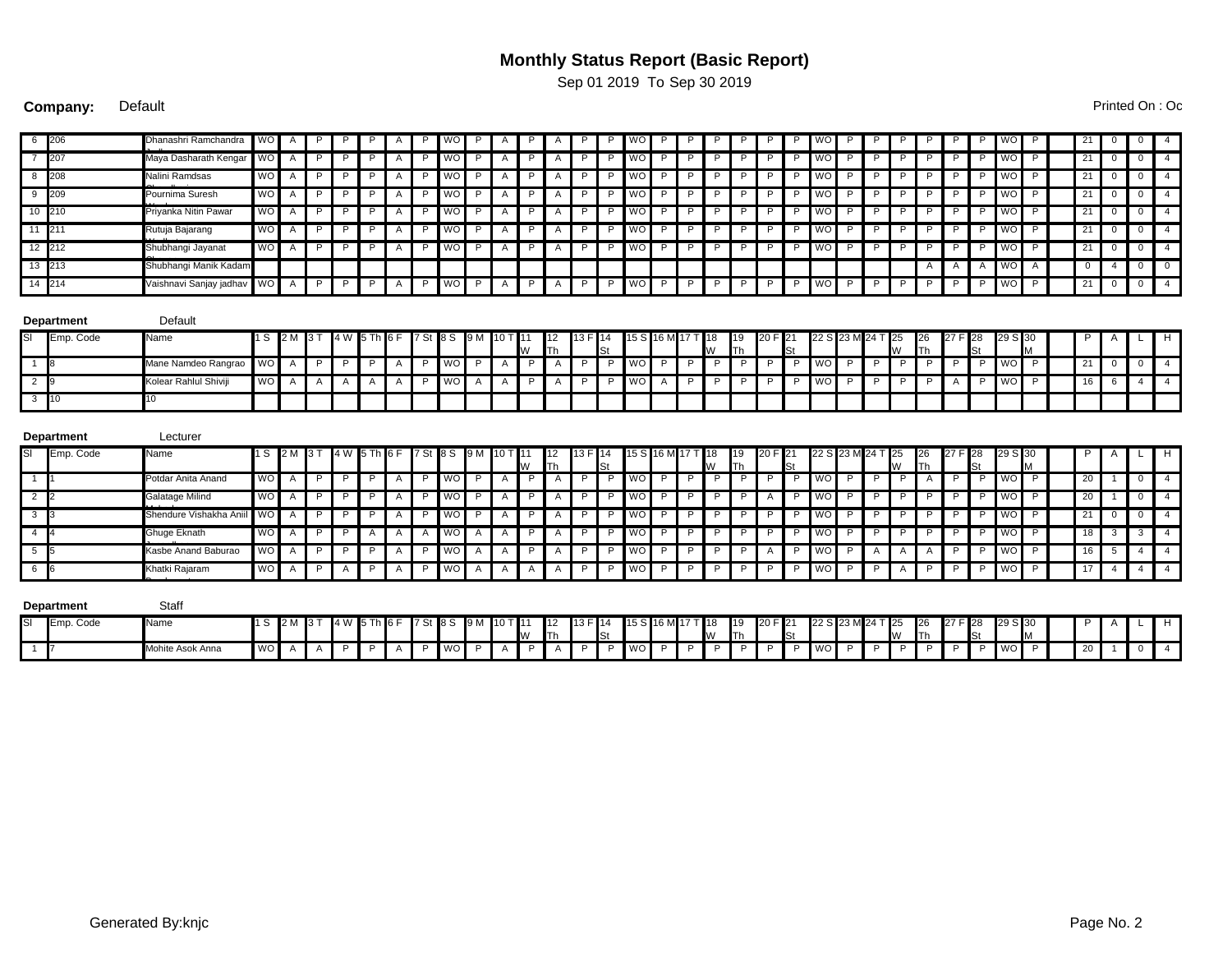## Monthly Status Report (Basic Report)

Sep 01 2019 To Sep 30 2019

**Company:** Default

Printed On : Oc

| Sl | Emp. Code | Name | 1 S | 2 M | 3 T | 4 W | 5 Th | 6 F | 7 St | 8 S | 9 M | 10 T | 11 W | 12 Th | 13 F | 14 St | 15 S | 16 M | 17 T | 18 W | 19 Th | 20 F | 21 St | 22 S | 23 M | 24 T | 25 W | 26 Th | 27 F | 28 St | 29 S | 30 M | | P | A | L | H |
|---|---|---|---|---|---|---|---|---|---|---|---|---|---|---|---|---|---|---|---|---|---|---|---|---|---|---|---|---|---|---|---|---|---|---|---|---|---|
| 6 | 206 | Dhanashri Ramchandra | WO | A | P | P | P | A | P | WO | P | A | P | A | P | P | WO | P | P | P | P | P | P | WO | P | P | P | P | P | P | WO | P | | 21 | 0 | 0 | 4 |
| 7 | 207 | Maya Dasharath Kengar | WO | A | P | P | P | A | P | WO | P | A | P | A | P | P | WO | P | P | P | P | P | P | WO | P | P | P | P | P | P | WO | P | | 21 | 0 | 0 | 4 |
| 8 | 208 | Nalini Ramdsas | WO | A | P | P | P | A | P | WO | P | A | P | A | P | P | WO | P | P | P | P | P | P | WO | P | P | P | P | P | P | WO | P | | 21 | 0 | 0 | 4 |
| 9 | 209 | Pournima Suresh | WO | A | P | P | P | A | P | WO | P | A | P | A | P | P | WO | P | P | P | P | P | P | WO | P | P | P | P | P | P | WO | P | | 21 | 0 | 0 | 4 |
| 10 | 210 | Priyanka Nitin Pawar | WO | A | P | P | P | A | P | WO | P | A | P | A | P | P | WO | P | P | P | P | P | P | WO | P | P | P | P | P | P | WO | P | | 21 | 0 | 0 | 4 |
| 11 | 211 | Rutuja Bajarang | WO | A | P | P | P | A | P | WO | P | A | P | A | P | P | WO | P | P | P | P | P | P | WO | P | P | P | P | P | P | WO | P | | 21 | 0 | 0 | 4 |
| 12 | 212 | Shubhangi Jayanat | WO | A | P | P | P | A | P | WO | P | A | P | A | P | P | WO | P | P | P | P | P | P | WO | P | P | P | P | P | P | WO | P | | 21 | 0 | 0 | 4 |
| 13 | 213 | Shubhangi Manik Kadam | | | | | | | | | | | | | | | | | | | | | | | | | | A | A | A | WO | A | | 0 | 4 | 0 | 0 |
| 14 | 214 | Vaishnavi Sanjay jadhav | WO | A | P | P | P | A | P | WO | P | A | P | A | P | P | WO | P | P | P | P | P | P | WO | P | P | P | P | P | P | WO | P | | 21 | 0 | 0 | 4 |

**Department** Default

| Sl | Emp. Code | Name | 1 S | 2 M | 3 T | 4 W | 5 Th | 6 F | 7 St | 8 S | 9 M | 10 T | 11 W | 12 Th | 13 F | 14 St | 15 S | 16 M | 17 T | 18 W | 19 Th | 20 F | 21 St | 22 S | 23 M | 24 T | 25 W | 26 Th | 27 F | 28 St | 29 S | 30 M | | P | A | L | H |
|---|---|---|---|---|---|---|---|---|---|---|---|---|---|---|---|---|---|---|---|---|---|---|---|---|---|---|---|---|---|---|---|---|---|---|---|---|---|
| 1 | 8 | Mane Namdeo Rangrao | WO | A | P | P | P | A | P | WO | P | A | P | A | P | P | WO | P | P | P | P | P | P | WO | P | P | P | P | P | P | WO | P | | 21 | 0 | 0 | 4 |
| 2 | 9 | Kolear Rahlul Shiviji | WO | A | A | A | A | A | P | WO | A | A | P | A | P | P | WO | A | P | P | P | P | P | WO | P | P | P | P | A | P | WO | P | | 16 | 6 | 4 | 4 |
| 3 | 10 | 10 | | | | | | | | | | | | | | | | | | | | | | | | | | | | | | | | | | | |

**Department** Lecturer

| Sl | Emp. Code | Name | 1 S | 2 M | 3 T | 4 W | 5 Th | 6 F | 7 St | 8 S | 9 M | 10 T | 11 W | 12 Th | 13 F | 14 St | 15 S | 16 M | 17 T | 18 W | 19 Th | 20 F | 21 St | 22 S | 23 M | 24 T | 25 W | 26 Th | 27 F | 28 St | 29 S | 30 M | | P | A | L | H |
|---|---|---|---|---|---|---|---|---|---|---|---|---|---|---|---|---|---|---|---|---|---|---|---|---|---|---|---|---|---|---|---|---|---|---|---|---|---|
| 1 | 1 | Potdar Anita Anand | WO | A | P | P | P | A | P | WO | P | A | P | A | P | P | WO | P | P | P | P | P | P | WO | P | P | P | A | P | P | WO | P | | 20 | 1 | 0 | 4 |
| 2 | 2 | Galatage Milind | WO | A | P | P | P | A | P | WO | P | A | P | A | P | P | WO | P | P | P | P | A | P | WO | P | P | P | P | P | P | WO | P | | 20 | 1 | 0 | 4 |
| 3 | 3 | Shendure Vishakha Aniil | WO | A | P | P | P | A | P | WO | P | A | P | A | P | P | WO | P | P | P | P | P | P | WO | P | P | P | P | P | P | WO | P | | 21 | 0 | 0 | 4 |
| 4 | 4 | Ghuge Eknath | WO | A | P | P | A | A | A | WO | A | A | P | A | P | P | WO | P | P | P | P | P | P | WO | P | P | P | P | P | P | WO | P | | 18 | 3 | 3 | 4 |
| 5 | 5 | Kasbe Anand Baburao | WO | A | P | P | P | A | P | WO | A | A | P | A | P | P | WO | P | P | P | P | A | P | WO | P | A | A | A | P | P | WO | P | | 16 | 5 | 4 | 4 |
| 6 | 6 | Khatki Rajaram | WO | A | P | A | P | A | P | WO | A | A | A | A | P | P | WO | P | P | P | P | P | P | WO | P | P | A | P | P | P | WO | P | | 17 | 4 | 4 | 4 |

**Department** Staff

| Sl | Emp. Code | Name | 1 S | 2 M | 3 T | 4 W | 5 Th | 6 F | 7 St | 8 S | 9 M | 10 T | 11 W | 12 Th | 13 F | 14 St | 15 S | 16 M | 17 T | 18 W | 19 Th | 20 F | 21 St | 22 S | 23 M | 24 T | 25 W | 26 Th | 27 F | 28 St | 29 S | 30 M | | P | A | L | H |
|---|---|---|---|---|---|---|---|---|---|---|---|---|---|---|---|---|---|---|---|---|---|---|---|---|---|---|---|---|---|---|---|---|---|---|---|---|---|
| 1 | 7 | Mohite Asok Anna | WO | A | A | P | P | A | P | WO | P | A | P | A | P | P | WO | P | P | P | P | P | P | WO | P | P | P | P | P | P | WO | P | | 20 | 1 | 0 | 4 |

Generated By:knjc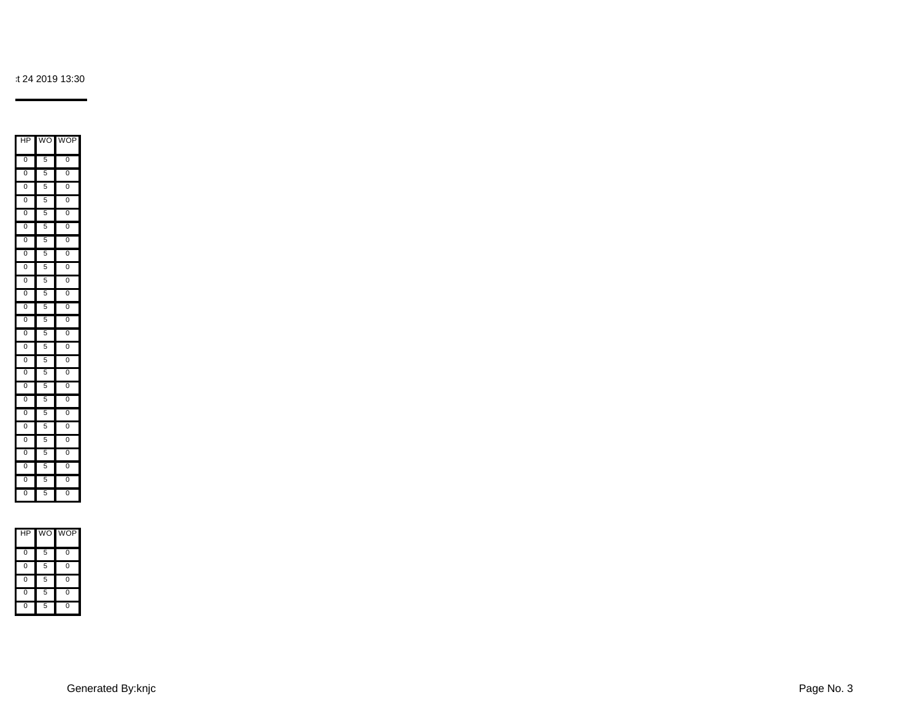:t 24 2019 13:30

| HP | WO | WOP |
|---|---|---|
| 0 | 5 | 0 |
| 0 | 5 | 0 |
| 0 | 5 | 0 |
| 0 | 5 | 0 |
| 0 | 5 | 0 |
| 0 | 5 | 0 |
| 0 | 5 | 0 |
| 0 | 5 | 0 |
| 0 | 5 | 0 |
| 0 | 5 | 0 |
| 0 | 5 | 0 |
| 0 | 5 | 0 |
| 0 | 5 | 0 |
| 0 | 5 | 0 |
| 0 | 5 | 0 |
| 0 | 5 | 0 |
| 0 | 5 | 0 |
| 0 | 5 | 0 |
| 0 | 5 | 0 |
| 0 | 5 | 0 |
| 0 | 5 | 0 |
| 0 | 5 | 0 |
| 0 | 5 | 0 |
| 0 | 5 | 0 |
| 0 | 5 | 0 |
| 0 | 5 | 0 |

| HP | WO | WOP |
|---|---|---|
| 0 | 5 | 0 |
| 0 | 5 | 0 |
| 0 | 5 | 0 |
| 0 | 5 | 0 |
| 0 | 5 | 0 |

Generated By:knjc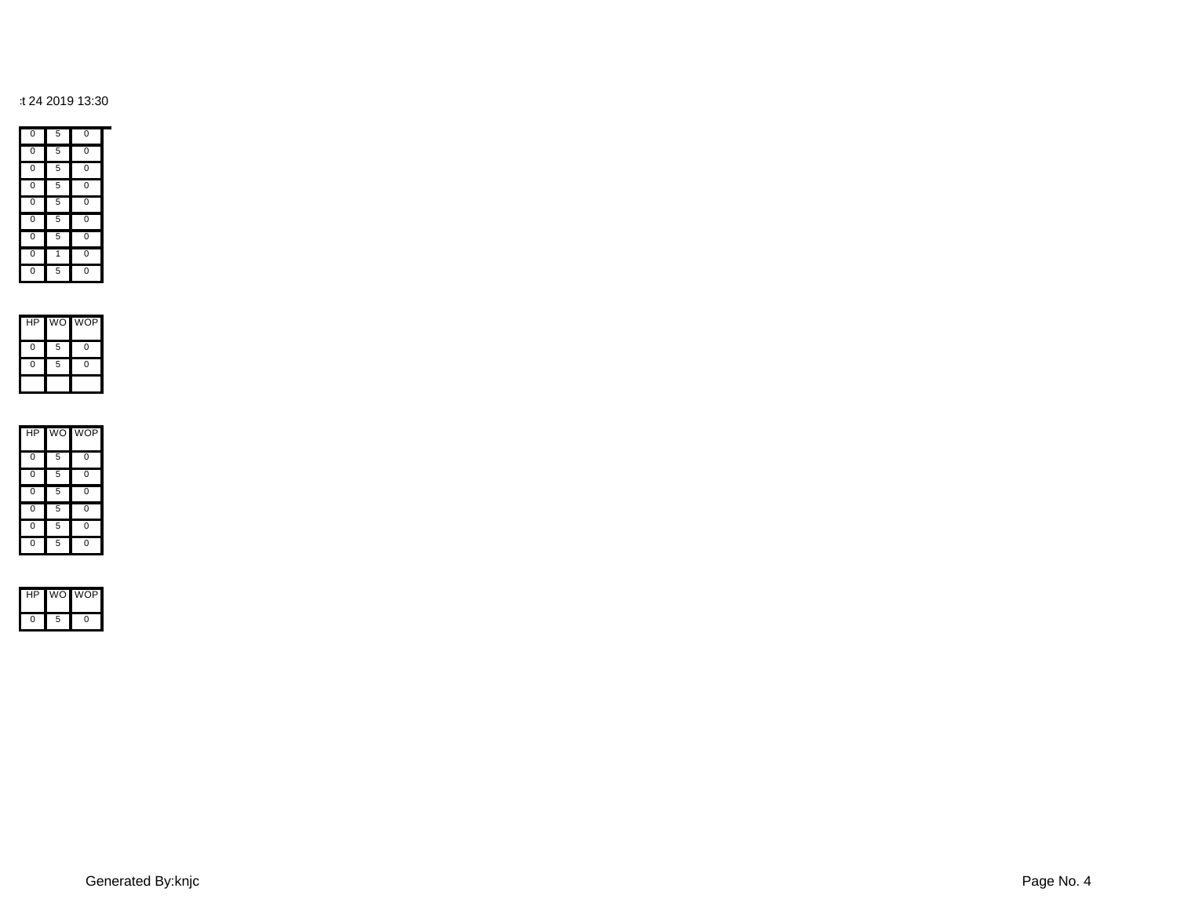:t 24 2019 13:30

| | | |
|---|---|---|
| 0 | 5 | 0 |
| 0 | 5 | 0 |
| 0 | 5 | 0 |
| 0 | 5 | 0 |
| 0 | 5 | 0 |
| 0 | 5 | 0 |
| 0 | 5 | 0 |
| 0 | 1 | 0 |
| 0 | 5 | 0 |

| HP | WO | WOP |
|---|---|---|
| 0 | 5 | 0 |
| 0 | 5 | 0 |
| | | |

| HP | WO | WOP |
|---|---|---|
| 0 | 5 | 0 |
| 0 | 5 | 0 |
| 0 | 5 | 0 |
| 0 | 5 | 0 |
| 0 | 5 | 0 |
| 0 | 5 | 0 |

| HP | WO | WOP |
|---|---|---|
| 0 | 5 | 0 |

Generated By:knjc